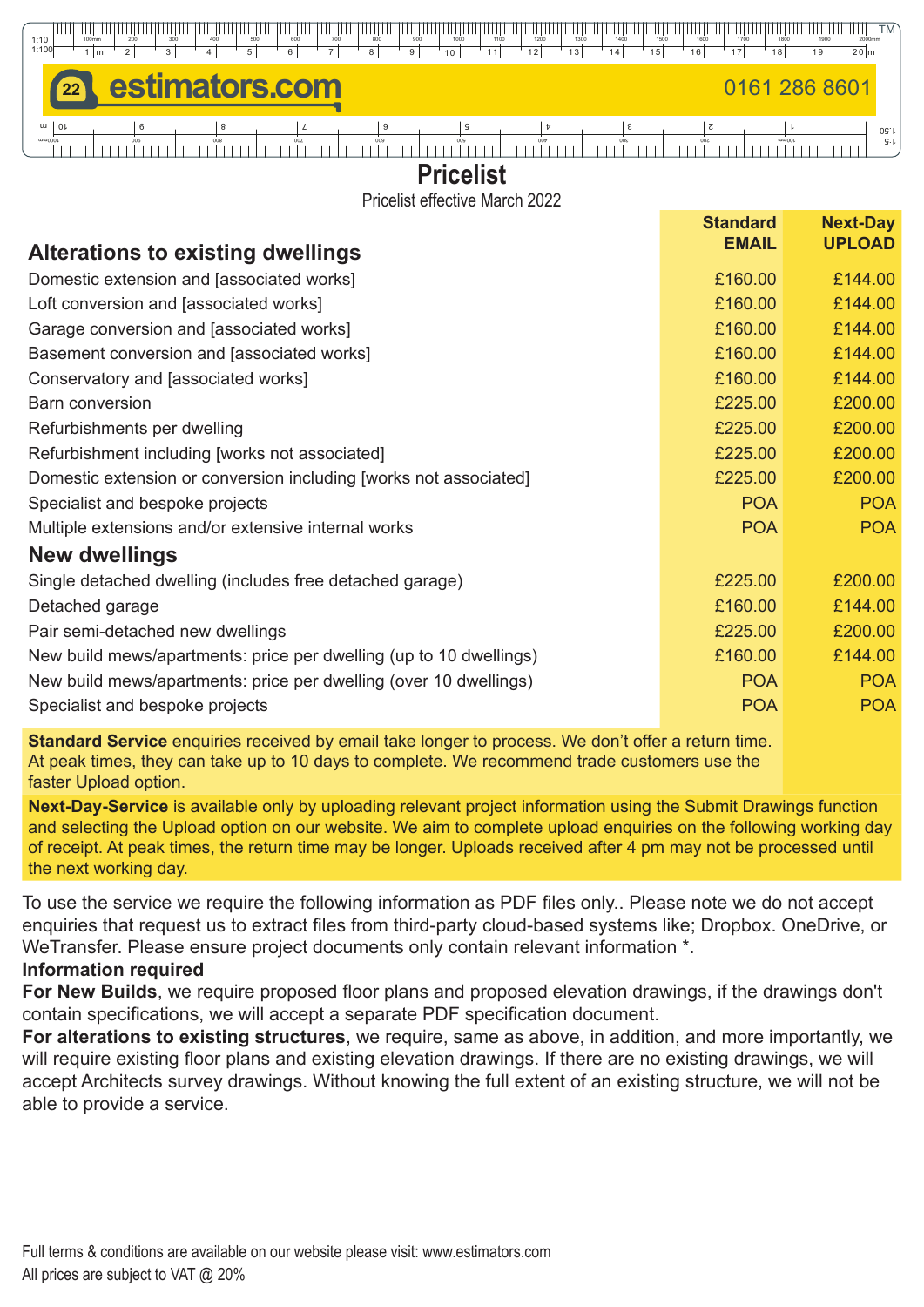22 estimators.com 0161 286 8601

# Pricelist

Pricelist effective March 2022

| | Standard EMAIL | Next-Day UPLOAD |
|---|---|---|
| **Alterations to existing dwellings** | | |
| Domestic extension and [associated works] | £160.00 | £144.00 |
| Loft conversion and [associated works] | £160.00 | £144.00 |
| Garage conversion and [associated works] | £160.00 | £144.00 |
| Basement conversion and [associated works] | £160.00 | £144.00 |
| Conservatory and [associated works] | £160.00 | £144.00 |
| Barn conversion | £225.00 | £200.00 |
| Refurbishments per dwelling | £225.00 | £200.00 |
| Refurbishment including [works not associated] | £225.00 | £200.00 |
| Domestic extension or conversion including [works not associated] | £225.00 | £200.00 |
| Specialist and bespoke projects | POA | POA |
| Multiple extensions and/or extensive internal works | POA | POA |
| **New dwellings** | | |
| Single detached dwelling (includes free detached garage) | £225.00 | £200.00 |
| Detached garage | £160.00 | £144.00 |
| Pair semi-detached new dwellings | £225.00 | £200.00 |
| New build mews/apartments: price per dwelling (up to 10 dwellings) | £160.00 | £144.00 |
| New build mews/apartments: price per dwelling (over 10 dwellings) | POA | POA |
| Specialist and bespoke projects | POA | POA |

**Standard Service** enquiries received by email take longer to process. We don't offer a return time. At peak times, they can take up to 10 days to complete. We recommend trade customers use the faster Upload option.

**Next-Day-Service** is available only by uploading relevant project information using the Submit Drawings function and selecting the Upload option on our website. We aim to complete upload enquiries on the following working day of receipt. At peak times, the return time may be longer. Uploads received after 4 pm may not be processed until the next working day.

To use the service we require the following information as PDF files only.. Please note we do not accept enquiries that request us to extract files from third-party cloud-based systems like; Dropbox. OneDrive, or WeTransfer. Please ensure project documents only contain relevant information *.

**Information required**

**For New Builds**, we require proposed floor plans and proposed elevation drawings, if the drawings don't contain specifications, we will accept a separate PDF specification document.

**For alterations to existing structures**, we require, same as above, in addition, and more importantly, we will require existing floor plans and existing elevation drawings. If there are no existing drawings, we will accept Architects survey drawings. Without knowing the full extent of an existing structure, we will not be able to provide a service.

Full terms & conditions are available on our website please visit: www.estimators.com

All prices are subject to VAT @ 20%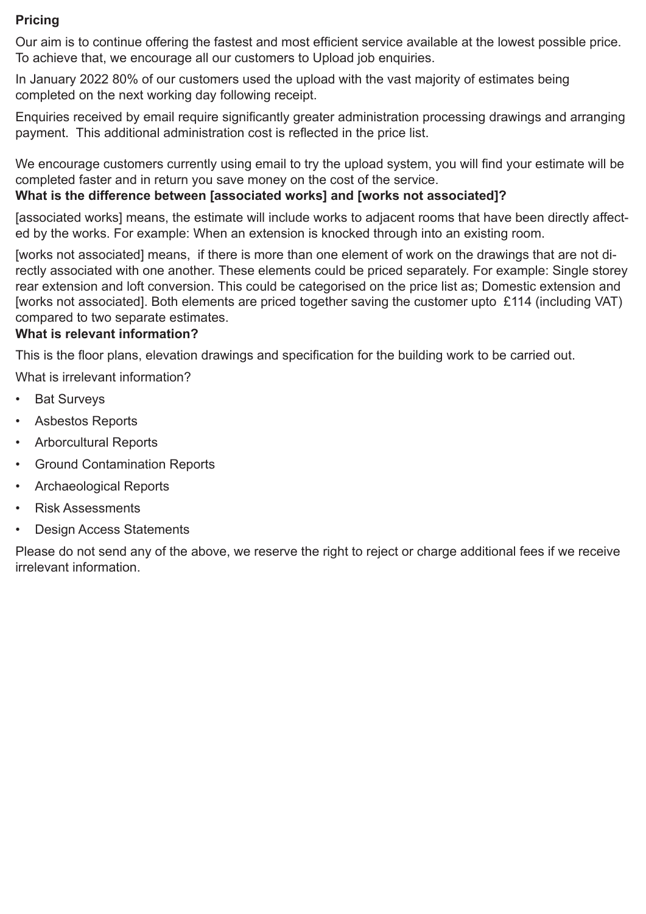**Pricing**

Our aim is to continue offering the fastest and most efficient service available at the lowest possible price. To achieve that, we encourage all our customers to Upload job enquiries.

In January 2022 80% of our customers used the upload with the vast majority of estimates being completed on the next working day following receipt.

Enquiries received by email require significantly greater administration processing drawings and arranging payment. This additional administration cost is reflected in the price list.

We encourage customers currently using email to try the upload system, you will find your estimate will be completed faster and in return you save money on the cost of the service.

**What is the difference between [associated works] and [works not associated]?**

[associated works] means, the estimate will include works to adjacent rooms that have been directly affected by the works. For example: When an extension is knocked through into an existing room.

[works not associated] means, if there is more than one element of work on the drawings that are not directly associated with one another. These elements could be priced separately. For example: Single storey rear extension and loft conversion. This could be categorised on the price list as; Domestic extension and [works not associated]. Both elements are priced together saving the customer upto £114 (including VAT) compared to two separate estimates.

**What is relevant information?**

This is the floor plans, elevation drawings and specification for the building work to be carried out.

What is irrelevant information?

- Bat Surveys
- Asbestos Reports
- Arborcultural Reports
- Ground Contamination Reports
- Archaeological Reports
- Risk Assessments
- Design Access Statements

Please do not send any of the above, we reserve the right to reject or charge additional fees if we receive irrelevant information.